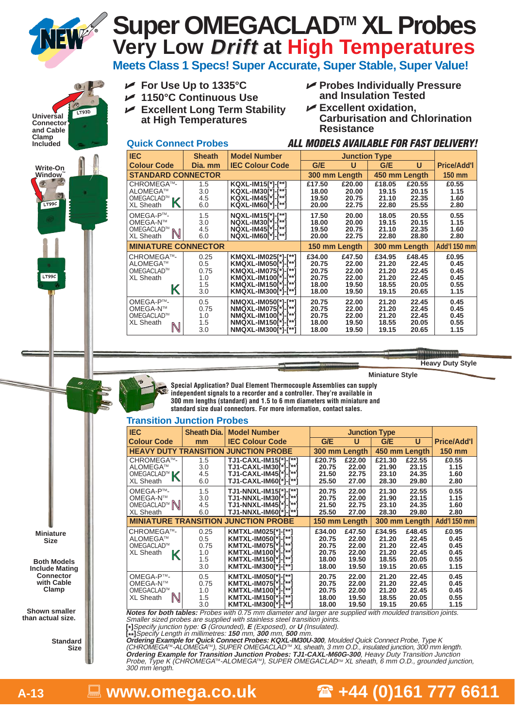# Super OMEGACLAD™ XL Probes

## Very Low *Drift* at High Temperatures

**Meets Class 1 Specs! Super Accurate, Super Stable, Super Value!**

- **For Use Up to 1335°C**
- **1150°C Continuous Use**
- **Excellent Long Term Stability at High Temperatures**
- **Probes Individually Pressure and Insulation Tested**
- **Excellent oxidation, Carburisation and Chlorination Resistance**

Universal Connector and Cable Clamp Included

Write-On Window™

### Quick Connect Probes

***ALL MODELS AVAILABLE FOR FAST DELIVERY!***

| IEC Colour Code | Sheath Dia. mm | Model Number IEC Colour Code | Junction Type G/E | U | G/E | U | Price/Add'l |
|---|---|---|---|---|---|---|---|
| **STANDARD CONNECTOR** | | | 300 mm Length | | 450 mm Length | | 150 mm |
| CHROMEGA™-ALOMEGA™ OMEGACLAD™ XL Sheath K | 1.5 | KQXL-IM15[*]-[**] | £17.50 | £20.00 | £18.05 | £20.55 | £0.55 |
| | 3.0 | KQXL-IM30[*]-[**] | 18.00 | 20.00 | 19.15 | 20.15 | 1.15 |
| | 4.5 | KQXL-IM45[*]-[**] | 19.50 | 20.75 | 21.10 | 22.35 | 1.60 |
| | 6.0 | KQXL-IM60[*]-[**] | 20.00 | 22.75 | 22.80 | 25.55 | 2.80 |
| OMEGA-P™-OMEGA-N™ OMEGACLAD™ XL Sheath N | 1.5 | NQXL-IM15[*]-[**] | 17.50 | 20.00 | 18.05 | 20.55 | 0.55 |
| | 3.0 | NQXL-IM30[*]-[**] | 18.00 | 20.00 | 19.15 | 20.15 | 1.15 |
| | 4.5 | NQXL-IM45[*]-[**] | 19.50 | 20.75 | 21.10 | 22.35 | 1.60 |
| | 6.0 | NQXL-IM60[*]-[**] | 20.00 | 22.75 | 22.80 | 28.80 | 2.80 |
| **MINIATURE CONNECTOR** | | | 150 mm Length | | 300 mm Length | | Add'l 150 mm |
| CHROMEGA™-ALOMEGA™ OMEGACLAD™ XL Sheath K | 0.25 | KMQXL-IM025[*]-[**] | £34.00 | £47.50 | £34.95 | £48.45 | £0.95 |
| | 0.5 | KMQXL-IM050[*]-[**] | 20.75 | 22.00 | 21.20 | 22.45 | 0.45 |
| | 0.75 | KMQXL-IM075[*]-[**] | 20.75 | 22.00 | 21.20 | 22.45 | 0.45 |
| | 1.0 | KMQXL-IM100[*]-[**] | 20.75 | 22.00 | 21.20 | 22.45 | 0.45 |
| | 1.5 | KMQXL-IM150[*]-[**] | 18.00 | 19.50 | 18.55 | 20.05 | 0.55 |
| | 3.0 | KMQXL-IM300[*]-[**] | 18.00 | 19.50 | 19.15 | 20.65 | 1.15 |
| OMEGA-P™-OMEGA-N™ OMEGACLAD™ XL Sheath N | 0.5 | NMQXL-IM050[*]-[**] | 20.75 | 22.00 | 21.20 | 22.45 | 0.45 |
| | 0.75 | NMQXL-IM075[*]-[**] | 20.75 | 22.00 | 21.20 | 22.45 | 0.45 |
| | 1.0 | NMQXL-IM100[*]-[**] | 20.75 | 22.00 | 21.20 | 22.45 | 0.45 |
| | 1.5 | NMQXL-IM150[*]-[**] | 18.00 | 19.50 | 18.55 | 20.05 | 0.55 |
| | 3.0 | NMQXL-IM300[*]-[**] | 18.00 | 19.50 | 19.15 | 20.65 | 1.15 |

Heavy Duty Style

Miniature Style

**Special Application? Dual Element Thermocouple Assemblies can supply independent signals to a recorder and a controller. They're available in 300 mm lengths (standard) and 1.5 to 6 mm diameters with miniature and standard size dual connectors. For more information, contact sales.**

### Transition Junction Probes

| IEC Colour Code | Sheath Dia. mm | Model Number IEC Colour Code | Junction Type G/E | U | G/E | U | Price/Add'l |
|---|---|---|---|---|---|---|---|
| **HEAVY DUTY TRANSITION JUNCTION PROBE** | | | 300 mm Length | | 450 mm Length | | 150 mm |
| CHROMEGA™-ALOMEGA™ OMEGACLAD™ XL Sheath K | 1.5 | TJ1-CAXL-IM15[*]-[**] | £20.75 | £22.00 | £21.30 | £22.55 | £0.55 |
| | 3.0 | TJ1-CAXL-IM30[*]-[**] | 20.75 | 22.00 | 21.90 | 23.15 | 1.15 |
| | 4.5 | TJ1-CAXL-IM45[*]-[**] | 21.50 | 22.75 | 23.10 | 24.35 | 1.60 |
| | 6.0 | TJ1-CAXL-IM60[*]-[**] | 25.50 | 27.00 | 28.30 | 29.80 | 2.80 |
| OMEGA-P™-OMEGA-N™ OMEGACLAD™ XL Sheath N | 1.5 | TJ1-NNXL-IM15[*]-[**] | 20.75 | 22.00 | 21.30 | 22.55 | 0.55 |
| | 3.0 | TJ1-NNXL-IM30[*]-[**] | 20.75 | 22.00 | 21.90 | 23.15 | 1.15 |
| | 4.5 | TJ1-NNXL-IM45[*]-[**] | 21.50 | 22.75 | 23.10 | 24.35 | 1.60 |
| | 6.0 | TJ1-NNXL-IM60[*]-[**] | 25.50 | 27.00 | 28.30 | 29.80 | 2.80 |
| **MINIATURE TRANSITION JUNCTION PROBE** | | | 150 mm Length | | 300 mm Length | | Add'l 150 mm |
| CHROMEGA™-ALOMEGA™ OMEGACLAD™ XL Sheath K | 0.25 | KMTXL-IM025[*]-[**] | £34.00 | £47.50 | £34.95 | £48.45 | £0.95 |
| | 0.5 | KMTXL-IM050[*]-[**] | 20.75 | 22.00 | 21.20 | 22.45 | 0.45 |
| | 0.75 | KMTXL-IM075[*]-[**] | 20.75 | 22.00 | 21.20 | 22.45 | 0.45 |
| | 1.0 | KMTXL-IM100[*]-[**] | 20.75 | 22.00 | 21.20 | 22.45 | 0.45 |
| | 1.5 | KMTXL-IM150[*]-[**] | 18.00 | 19.50 | 18.55 | 20.05 | 0.55 |
| | 3.0 | KMTXL-IM300[*]-[**] | 18.00 | 19.50 | 19.15 | 20.65 | 1.15 |
| OMEGA-P™-OMEGA-N™ OMEGACLAD™ XL Sheath N | 0.5 | KMTXL-IM050[*]-[**] | 20.75 | 22.00 | 21.20 | 22.45 | 0.45 |
| | 0.75 | KMTXL-IM075[*]-[**] | 20.75 | 22.00 | 21.20 | 22.45 | 0.45 |
| | 1.0 | KMTXL-IM100[*]-[**] | 20.75 | 22.00 | 21.20 | 22.45 | 0.45 |
| | 1.5 | KMTXL-IM150[*]-[**] | 18.00 | 19.50 | 18.55 | 20.05 | 0.55 |
| | 3.0 | KMTXL-IM300[*]-[**] | 18.00 | 19.50 | 19.15 | 20.65 | 1.15 |

*Notes for both tables: Probes with 0.75 mm diameter and larger are supplied with moulded transition joints. Smaller sized probes are supplied with stainless steel transition joints.*

*[*] Specify junction type: **G** (Grounded), **E** (Exposed), or **U** (Insulated).*

*[**] Specify Length in millimetres: **150** mm, **300** mm, **500** mm.*

***Ordering Example for Quick Connect Probes: KQXL-IM30U-300**, Moulded Quick Connect Probe, Type K (CHROMEGA™-ALOMEGA™), SUPER OMEGACLAD™ XL sheath, 3 mm O.D., insulated junction, 300 mm length.*

***Ordering Example for Transition Junction Probes: TJ1-CAXL-M60G-300**, Heavy Duty Transition Junction Probe, Type K (CHROMEGA™-ALOMEGA™), SUPER OMEGACLAD™ XL sheath, 6 mm O.D., grounded junction, 300 mm length.*

Miniature Size

Both Models Include Mating Connector with Cable Clamp

Shown smaller than actual size.

Standard Size

www.omega.co.uk ☎ +44 (0)161 777 6611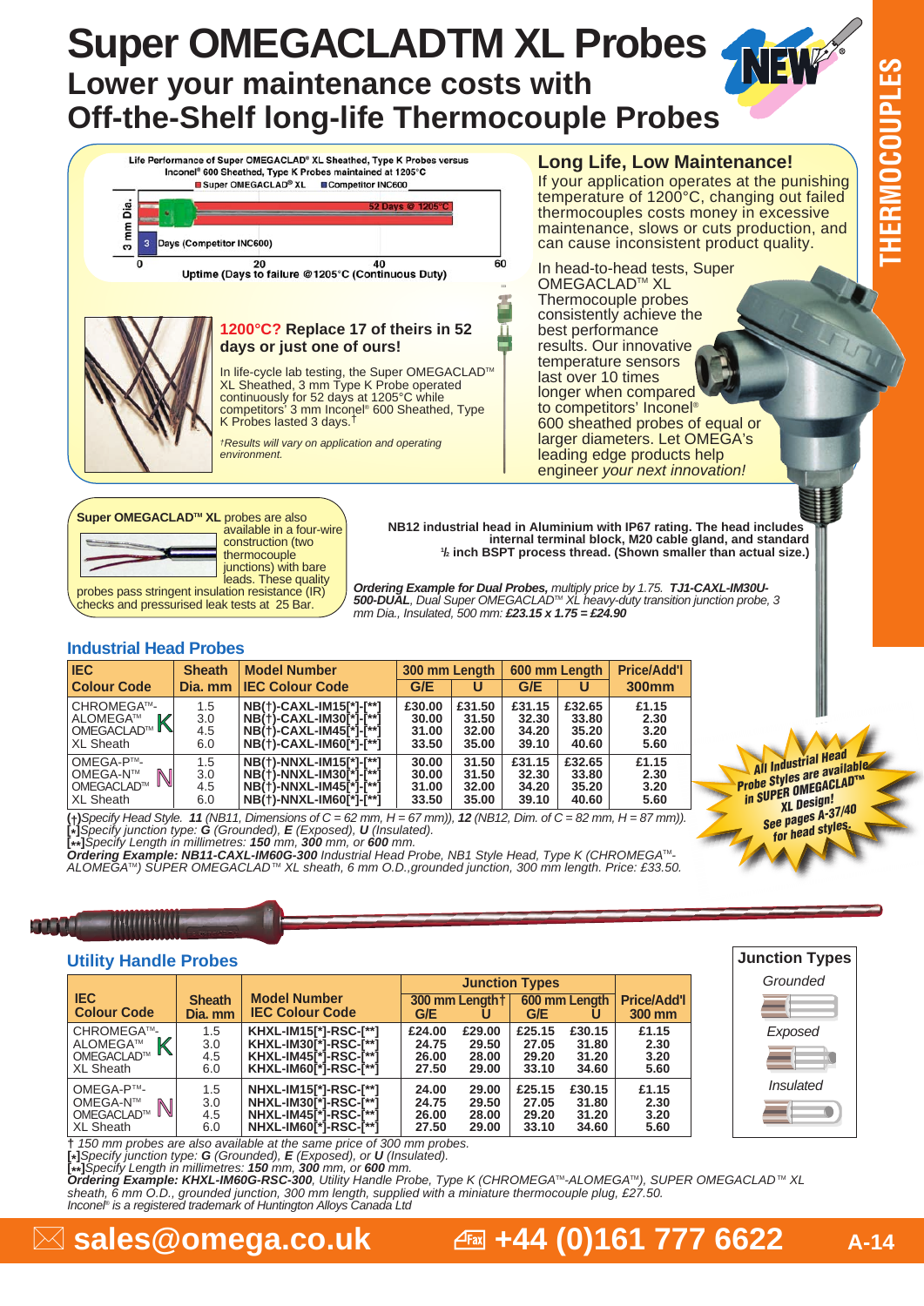# Super OMEGACLADTM XL Probes

## Lower your maintenance costs with Off-the-Shelf long-life Thermocouple Probes

Life Performance of Super OMEGACLAD® XL Sheathed, Type K Probes versus Inconel® 600 Sheathed, Type K Probes maintained at 1205°C

Super OMEGACLAD® XL
Competitor INC600

3 mm Dia.

52 Days @ 1205°C

3 Days (Competitor INC600)

0 20 40 60

Uptime (Days to failure @1205°C (Continuous Duty)

### 1200°C? Replace 17 of theirs in 52 days or just one of ours!

In life-cycle lab testing, the Super OMEGACLAD™ XL Sheathed, 3 mm Type K Probe operated continuously for 52 days at 1205°C while competitors' 3 mm Inconel® 600 Sheathed, Type K Probes lasted 3 days.†

*†Results will vary on application and operating environment.*

### Long Life, Low Maintenance!

If your application operates at the punishing temperature of 1200°C, changing out failed thermocouples costs money in excessive maintenance, slows or cuts production, and can cause inconsistent product quality.

In head-to-head tests, Super OMEGACLAD™ XL Thermocouple probes consistently achieve the best performance results. Our innovative temperature sensors last over 10 times longer when compared to competitors' Inconel® 600 sheathed probes of equal or larger diameters. Let OMEGA's leading edge products help engineer *your next innovation!*

**Super OMEGACLAD™ XL** probes are also available in a four-wire construction (two thermocouple junctions) with bare leads. These quality probes pass stringent insulation resistance (IR) checks and pressurised leak tests at 25 Bar.

**NB12 industrial head in Aluminium with IP67 rating. The head includes internal terminal block, M20 cable gland, and standard ½ inch BSPT process thread. (Shown smaller than actual size.)**

***Ordering Example for Dual Probes,*** *multiply price by 1.75.* ***TJ1-CAXL-IM30U-500-DUAL****, Dual Super OMEGACLAD™ XL heavy-duty transition junction probe, 3 mm Dia., Insulated, 500 mm:* ***£23.15 x 1.75 = £24.90***

### Industrial Head Probes

| IEC Colour Code | Sheath Dia. mm | Model Number IEC Colour Code | 300 mm Length G/E | 300 mm Length U | 600 mm Length G/E | 600 mm Length U | Price/Add'l 300mm |
|---|---|---|---|---|---|---|---|
| CHROMEGA™-ALOMEGA™ OMEGACLAD™ XL Sheath (K) | 1.5<br>3.0<br>4.5<br>6.0 | NB(†)-CAXL-IM15[*]-[**]<br>NB(†)-CAXL-IM30[*]-[**]<br>NB(†)-CAXL-IM45[*]-[**]<br>NB(†)-CAXL-IM60[*]-[**] | £30.00<br>30.00<br>31.00<br>33.50 | £31.50<br>31.50<br>32.00<br>35.00 | £31.15<br>32.30<br>34.20<br>39.10 | £32.65<br>33.80<br>35.20<br>40.60 | £1.15<br>2.30<br>3.20<br>5.60 |
| OMEGA-P™-OMEGA-N™ OMEGACLAD™ XL Sheath (N) | 1.5<br>3.0<br>4.5<br>6.0 | NB(†)-NNXL-IM15[*]-[**]<br>NB(†)-NNXL-IM30[*]-[**]<br>NB(†)-NNXL-IM45[*]-[**]<br>NB(†)-NNXL-IM60[*]-[**] | 30.00<br>30.00<br>31.00<br>33.50 | 31.50<br>31.50<br>32.00<br>35.00 | 32.30<br>32.30<br>34.20<br>39.10 | £32.65<br>33.80<br>35.20<br>40.60 | £1.15<br>2.30<br>3.20<br>5.60 |

(†)*Specify Head Style.* ***11*** *(NB11, Dimensions of C = 62 mm, H = 67 mm)),* ***12*** *(NB12, Dim. of C = 82 mm, H = 87 mm)).*
[*]*Specify junction type:* ***G*** *(Grounded),* ***E*** *(Exposed),* ***U*** *(Insulated).*
[**]*Specify Length in millimetres:* ***150*** *mm,* ***300*** *mm, or* ***600*** *mm.*
***Ordering Example: NB11-CAXL-IM60G-300*** *Industrial Head Probe, NB1 Style Head, Type K (CHROMEGA™-ALOMEGA™) SUPER OMEGACLAD™ XL sheath, 6 mm O.D.,grounded junction, 300 mm length. Price: £33.50.*

**All Industrial Head Probe Styles are available in SUPER OMEGACLAD™ XL Design! See pages A-37/40 for head styles.**

### Utility Handle Probes

| IEC Colour Code | Sheath Dia. mm | Model Number IEC Colour Code | 300 mm Length† G/E | 300 mm Length† U | 600 mm Length G/E | 600 mm Length U | Price/Add'l 300 mm |
|---|---|---|---|---|---|---|---|
| CHROMEGA™-ALOMEGA™ OMEGACLAD™ XL Sheath (K) | 1.5<br>3.0<br>4.5<br>6.0 | KHXL-IM15[*]-RSC-[**]<br>KHXL-IM30[*]-RSC-[**]<br>KHXL-IM45[*]-RSC-[**]<br>KHXL-IM60[*]-RSC-[**] | £24.00<br>24.75<br>26.00<br>27.50 | £29.00<br>29.50<br>28.00<br>29.00 | £25.15<br>27.05<br>29.20<br>33.10 | £30.15<br>31.80<br>31.20<br>34.60 | £1.15<br>2.30<br>3.20<br>5.60 |
| OMEGA-P™-OMEGA-N™ OMEGACLAD™ XL Sheath (N) | 1.5<br>3.0<br>4.5<br>6.0 | NHXL-IM15[*]-RSC-[**]<br>NHXL-IM30[*]-RSC-[**]<br>NHXL-IM45[*]-RSC-[**]<br>NHXL-IM60[*]-RSC-[**] | 24.00<br>24.75<br>26.00<br>27.50 | 29.00<br>29.50<br>28.00<br>29.00 | £25.15<br>27.05<br>29.20<br>33.10 | £30.15<br>31.80<br>31.20<br>34.60 | £1.15<br>2.30<br>3.20<br>5.60 |

**Junction Types**

Grounded

Exposed

Insulated

† *150 mm probes are also available at the same price of 300 mm probes.*
[*]*Specify junction type:* ***G*** *(Grounded),* ***E*** *(Exposed), or* ***U*** *(Insulated).*
[**]*Specify Length in millimetres:* ***150*** *mm,* ***300*** *mm, or* ***600*** *mm.*
***Ordering Example: KHXL-IM60G-RSC-300****, Utility Handle Probe, Type K (CHROMEGA™-ALOMEGA™), SUPER OMEGACLAD™ XL sheath, 6 mm O.D., grounded junction, 300 mm length, supplied with a miniature thermocouple plug, £27.50.*
*Inconel® is a registered trademark of Huntington Alloys Canada Ltd*

**sales@omega.co.uk** **+44 (0)161 777 6622**